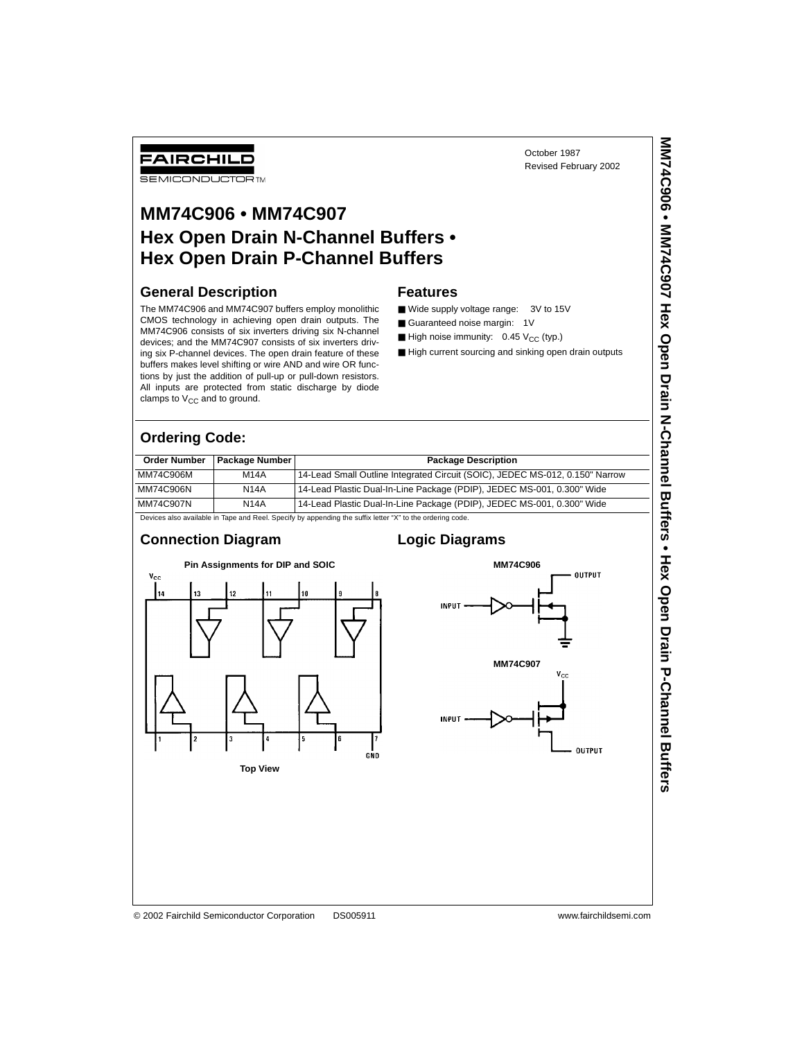FAIRCHILD

SEMICONDUCTOR TM

October 1987

Revised February 2002

# MM74C906 • MM74C907 Hex Open Drain N-Channel Buffers • Hex Open Drain P-Channel Buffers

## General Description

The MM74C906 and MM74C907 buffers employ monolithic CMOS technology in achieving open drain outputs. The MM74C906 consists of six inverters driving six N-channel devices; and the MM74C907 consists of six inverters driving six P-channel devices. The open drain feature of these buffers makes level shifting or wire AND and wire OR functions by just the addition of pull-up or pull-down resistors. All inputs are protected from static discharge by diode clamps to $V_{CC}$ and to ground.

## Features

- Wide supply voltage range: 3V to 15V
- Guaranteed noise margin: 1V
- High noise immunity: 0.45 $V_{CC}$ (typ.)
- High current sourcing and sinking open drain outputs

## Ordering Code:

| Order Number | Package Number | Package Description |
|---|---|---|
| MM74C906M | M14A | 14-Lead Small Outline Integrated Circuit (SOIC), JEDEC MS-012, 0.150" Narrow |
| MM74C906N | N14A | 14-Lead Plastic Dual-In-Line Package (PDIP), JEDEC MS-001, 0.300" Wide |
| MM74C907N | N14A | 14-Lead Plastic Dual-In-Line Package (PDIP), JEDEC MS-001, 0.300" Wide |

Devices also available in Tape and Reel. Specify by appending the suffix letter "X" to the ordering code.

## Connection Diagram

Pin Assignments for DIP and SOIC

$V_{CC}$ 14, 13, 12, 11, 10, 9, 8

1, 2, 3, 4, 5, 6, 7 GND

Top View

## Logic Diagrams

MM74C906

INPUT — OUTPUT

MM74C907

$V_{CC}$

INPUT — OUTPUT

© 2002 Fairchild Semiconductor Corporation DS005911 www.fairchildsemi.com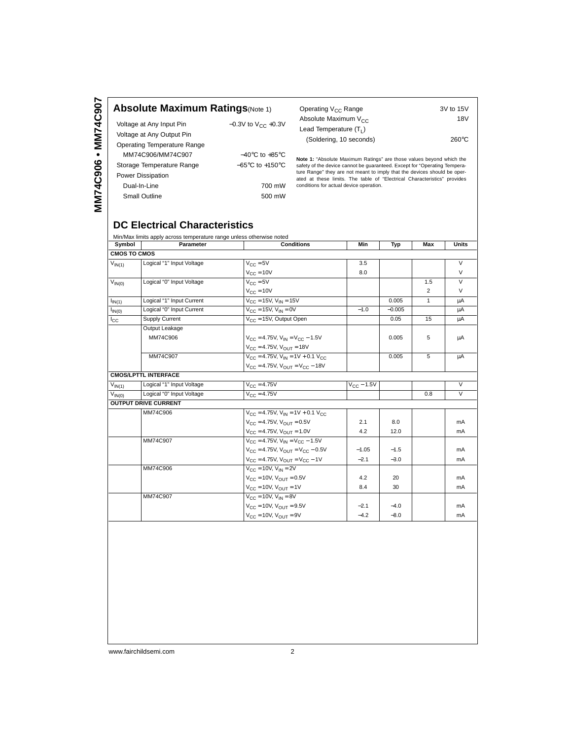## Absolute Maximum Ratings (Note 1)

| | |
|---|---|
| Voltage at Any Input Pin | −0.3V to $V_{CC}$ +0.3V |
| Voltage at Any Output Pin | |
| Operating Temperature Range | |
| MM74C906/MM74C907 | −40°C to +85°C |
| Storage Temperature Range | −65°C to +150°C |
| Power Dissipation | |
| Dual-In-Line | 700 mW |
| Small Outline | 500 mW |
| Operating $V_{CC}$ Range | 3V to 15V |
| Absolute Maximum $V_{CC}$ | 18V |
| Lead Temperature ($T_L$) | |
| (Soldering, 10 seconds) | 260°C |

**Note 1:** "Absolute Maximum Ratings" are those values beyond which the safety of the device cannot be guaranteed. Except for "Operating Temperature Range" they are not meant to imply that the devices should be operated at these limits. The table of "Electrical Characteristics" provides conditions for actual device operation.

## DC Electrical Characteristics

Min/Max limits apply across temperature range unless otherwise noted

| Symbol | Parameter | Conditions | Min | Typ | Max | Units |
|---|---|---|---|---|---|---|
| **CMOS TO CMOS** | | | | | | |
| $V_{IN(1)}$ | Logical "1" Input Voltage | $V_{CC}$ = 5V | 3.5 | | | V |
| | | $V_{CC}$ = 10V | 8.0 | | | V |
| $V_{IN(0)}$ | Logical "0" Input Voltage | $V_{CC}$ = 5V | | | 1.5 | V |
| | | $V_{CC}$ = 10V | | | 2 | V |
| $I_{IN(1)}$ | Logical "1" Input Current | $V_{CC}$ = 15V, $V_{IN}$ = 15V | | 0.005 | 1 | μA |
| $I_{IN(0)}$ | Logical "0" Input Current | $V_{CC}$ = 15V, $V_{IN}$ = 0V | −1.0 | −0.005 | | μA |
| $I_{CC}$ | Supply Current | $V_{CC}$ = 15V, Output Open | | 0.05 | 15 | μA |
| | Output Leakage | | | | | |
| | MM74C906 | $V_{CC}$ = 4.75V, $V_{IN}$ = $V_{CC}$ − 1.5V | | 0.005 | 5 | μA |
| | | $V_{CC}$ = 4.75V, $V_{OUT}$ = 18V | | | | |
| | MM74C907 | $V_{CC}$ = 4.75V, $V_{IN}$ = 1V + 0.1 $V_{CC}$ | | 0.005 | 5 | μA |
| | | $V_{CC}$ = 4.75V, $V_{OUT}$ = $V_{CC}$ − 18V | | | | |
| **CMOS/LPTTL INTERFACE** | | | | | | |
| $V_{IN(1)}$ | Logical "1" Input Voltage | $V_{CC}$ = 4.75V | $V_{CC}$ − 1.5V | | | V |
| $V_{IN(0)}$ | Logical "0" Input Voltage | $V_{CC}$ = 4.75V | | | 0.8 | V |
| **OUTPUT DRIVE CURRENT** | | | | | | |
| | MM74C906 | $V_{CC}$ = 4.75V, $V_{IN}$ = 1V + 0.1 $V_{CC}$ | | | | |
| | | $V_{CC}$ = 4.75V, $V_{OUT}$ = 0.5V | 2.1 | 8.0 | | mA |
| | | $V_{CC}$ = 4.75V, $V_{OUT}$ = 1.0V | 4.2 | 12.0 | | mA |
| | MM74C907 | $V_{CC}$ = 4.75V, $V_{IN}$ = $V_{CC}$ − 1.5V | | | | |
| | | $V_{CC}$ = 4.75V, $V_{OUT}$ = $V_{CC}$ − 0.5V | −1.05 | −1.5 | | mA |
| | | $V_{CC}$ = 4.75V, $V_{OUT}$ = $V_{CC}$ − 1V | −2.1 | −3.0 | | mA |
| | MM74C906 | $V_{CC}$ = 10V, $V_{IN}$ = 2V | | | | |
| | | $V_{CC}$ = 10V, $V_{OUT}$ = 0.5V | 4.2 | 20 | | mA |
| | | $V_{CC}$ = 10V, $V_{OUT}$ = 1V | 8.4 | 30 | | mA |
| | MM74C907 | $V_{CC}$ = 10V, $V_{IN}$ = 8V | | | | |
| | | $V_{CC}$ = 10V, $V_{OUT}$ = 9.5V | −2.1 | −4.0 | | mA |
| | | $V_{CC}$ = 10V, $V_{OUT}$ = 9V | −4.2 | −8.0 | | mA |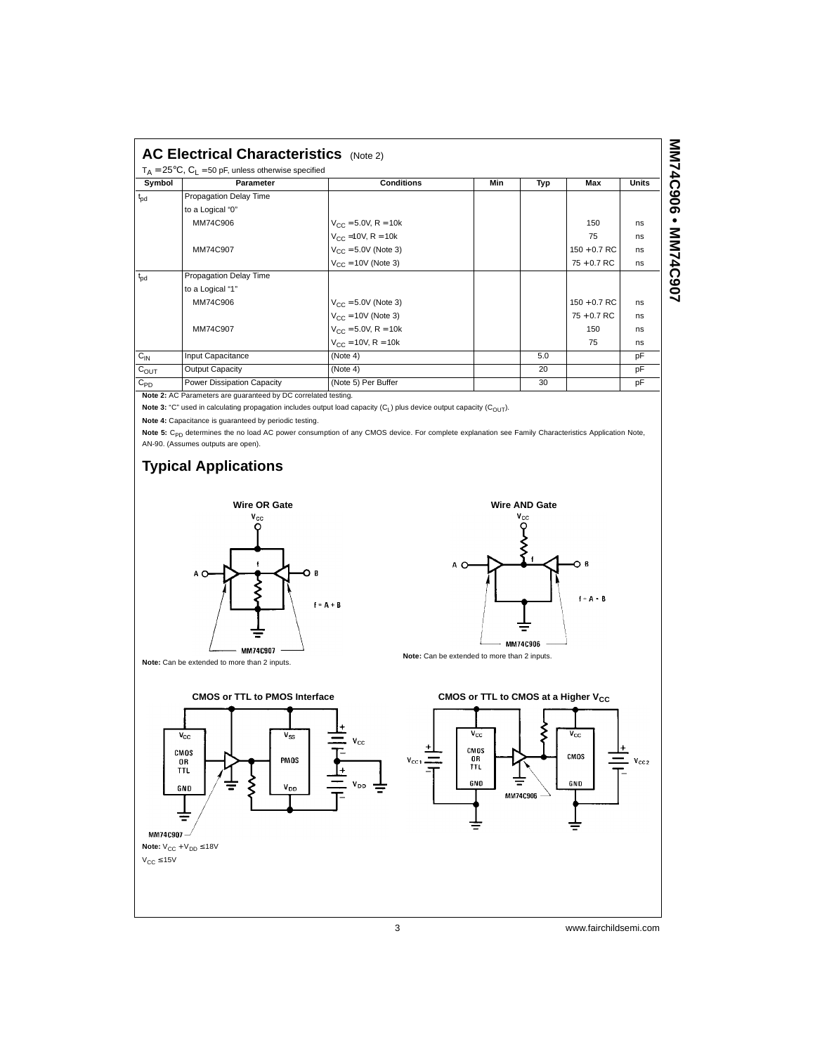## AC Electrical Characteristics (Note 2)

$T_A = 25°C$, $C_L = 50$ pF, unless otherwise specified

| Symbol | Parameter | Conditions | Min | Typ | Max | Units |
|---|---|---|---|---|---|---|
| $t_{pd}$ | Propagation Delay Time | | | | | |
| | to a Logical "0" | | | | | |
| | MM74C906 | $V_{CC} = 5.0V$, $R = 10k$ | | | 150 | ns |
| | | $V_{CC} = 10V$, $R = 10k$ | | | 75 | ns |
| | MM74C907 | $V_{CC} = 5.0V$ (Note 3) | | | 150 + 0.7 RC | ns |
| | | $V_{CC} = 10V$ (Note 3) | | | 75 + 0.7 RC | ns |
| $t_{pd}$ | Propagation Delay Time | | | | | |
| | to a Logical "1" | | | | | |
| | MM74C906 | $V_{CC} = 5.0V$ (Note 3) | | | 150 + 0.7 RC | ns |
| | | $V_{CC} = 10V$ (Note 3) | | | 75 + 0.7 RC | ns |
| | MM74C907 | $V_{CC} = 5.0V$, $R = 10k$ | | | 150 | ns |
| | | $V_{CC} = 10V$, $R = 10k$ | | | 75 | ns |
| $C_{IN}$ | Input Capacitance | (Note 4) | | 5.0 | | pF |
| $C_{OUT}$ | Output Capacity | (Note 4) | | 20 | | pF |
| $C_{PD}$ | Power Dissipation Capacity | (Note 5) Per Buffer | | 30 | | pF |

**Note 2:** AC Parameters are guaranteed by DC correlated testing.

**Note 3:** "C" used in calculating propagation includes output load capacity ($C_L$) plus device output capacity ($C_{OUT}$).

**Note 4:** Capacitance is guaranteed by periodic testing.

**Note 5:** $C_{PD}$ determines the no load AC power consumption of any CMOS device. For complete explanation see Family Characteristics Application Note, AN-90. (Assumes outputs are open).

## Typical Applications

**Wire OR Gate**

$f = A + B$

MM74C907

**Note:** Can be extended to more than 2 inputs.

**Wire AND Gate**

$f = A \cdot B$

MM74C906

**Note:** Can be extended to more than 2 inputs.

**CMOS or TTL to PMOS Interface**

MM74C907

**Note:** $V_{CC} + V_{DD} \le 18V$

$V_{CC} \le 15V$

**CMOS or TTL to CMOS at a Higher $V_{CC}$**

MM74C906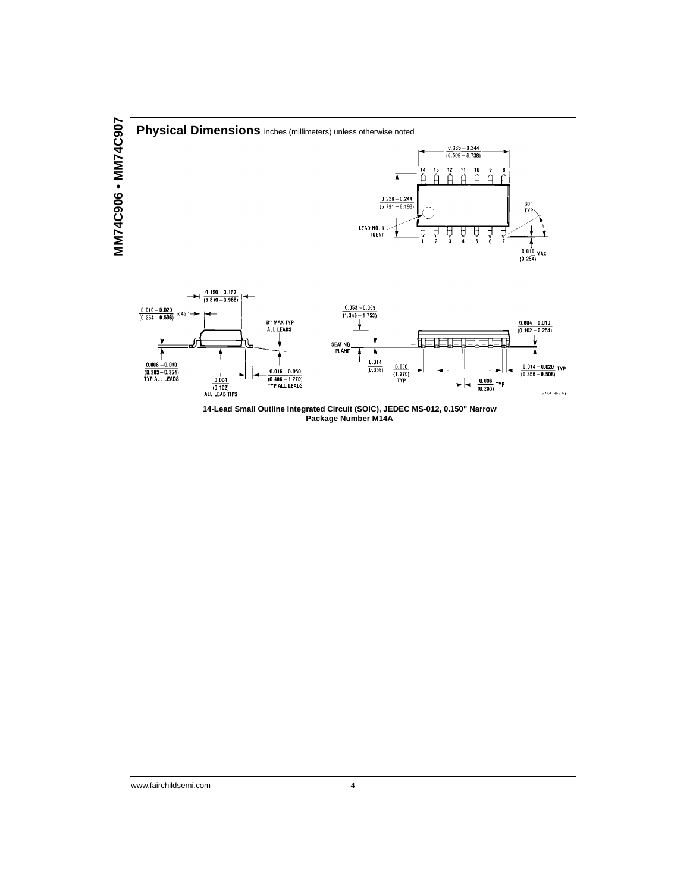## Physical Dimensions inches (millimeters) unless otherwise noted

14-Lead Small Outline Integrated Circuit (SOIC), JEDEC MS-012, 0.150" Narrow
Package Number M14A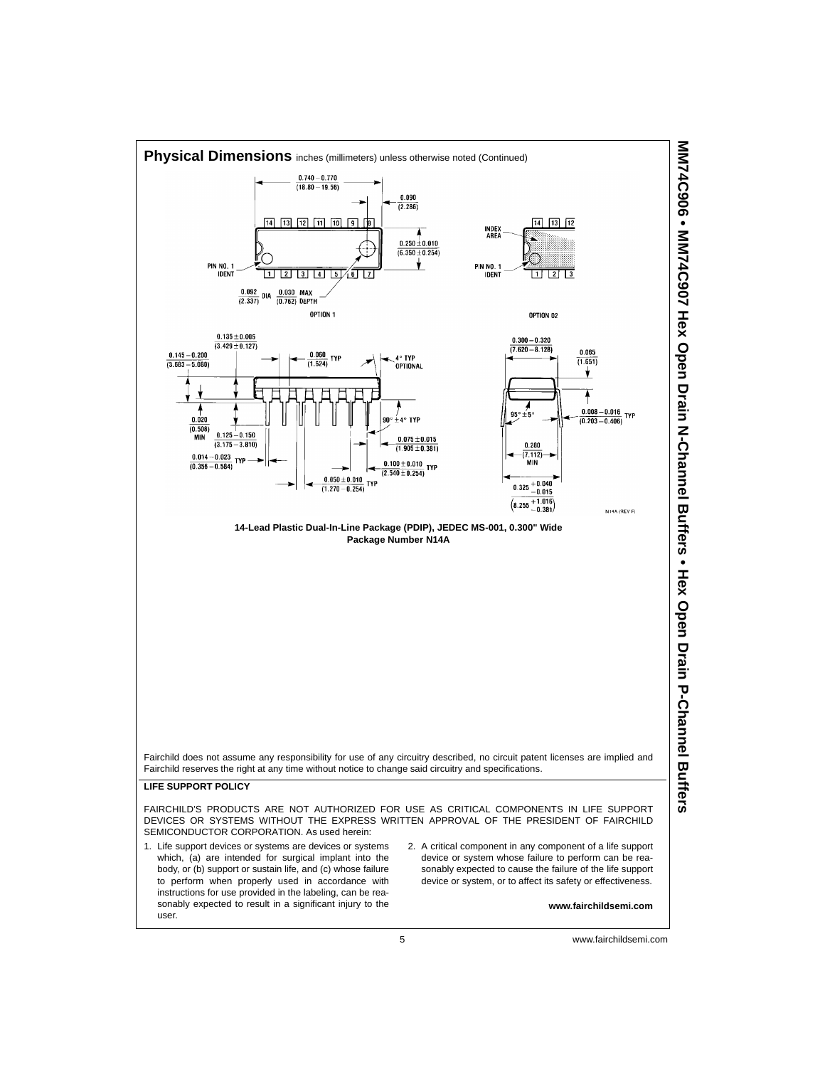## Physical Dimensions inches (millimeters) unless otherwise noted (Continued)

0.740 – 0.770
(18.80 – 19.56)

0.090
(2.286)

0.250 ± 0.010
(6.350 ± 0.254)

PIN NO. 1
IDENT

0.092
(2.337)
DIA

0.030 MAX
(0.762) DEPTH

OPTION 1

INDEX
AREA

PIN NO. 1
IDENT

OPTION 02

0.135 ± 0.005
(3.429 ± 0.127)

0.145 – 0.200
(3.683 – 5.080)

0.060 TYP
(1.524)

4° TYP
OPTIONAL

0.020
(0.508)
MIN

0.125 – 0.150
(3.175 – 3.810)

0.014 – 0.023 TYP
(0.356 – 0.584)

90° ± 4° TYP

0.075 ± 0.015
(1.905 ± 0.381)

0.100 ± 0.010 TYP
(2.540 ± 0.254)

0.050 ± 0.010 TYP
(1.270 – 0.254)

0.300 – 0.320
(7.620 – 8.128)

0.065
(1.651)

95° ± 5°

0.008 – 0.016 TYP
(0.203 – 0.406)

0.280
(7.112)
MIN

$0.325 \begin{smallmatrix} +0.040 \\ -0.015 \end{smallmatrix}$

$\left(8.255 \begin{smallmatrix} +1.016 \\ -0.381 \end{smallmatrix}\right)$

N14A (REV F)

**14-Lead Plastic Dual-In-Line Package (PDIP), JEDEC MS-001, 0.300" Wide**
**Package Number N14A**

Fairchild does not assume any responsibility for use of any circuitry described, no circuit patent licenses are implied and Fairchild reserves the right at any time without notice to change said circuitry and specifications.

**LIFE SUPPORT POLICY**

FAIRCHILD'S PRODUCTS ARE NOT AUTHORIZED FOR USE AS CRITICAL COMPONENTS IN LIFE SUPPORT DEVICES OR SYSTEMS WITHOUT THE EXPRESS WRITTEN APPROVAL OF THE PRESIDENT OF FAIRCHILD SEMICONDUCTOR CORPORATION. As used herein:

1. Life support devices or systems are devices or systems which, (a) are intended for surgical implant into the body, or (b) support or sustain life, and (c) whose failure to perform when properly used in accordance with instructions for use provided in the labeling, can be reasonably expected to result in a significant injury to the user.
2. A critical component in any component of a life support device or system whose failure to perform can be reasonably expected to cause the failure of the life support device or system, or to affect its safety or effectiveness.

**www.fairchildsemi.com**